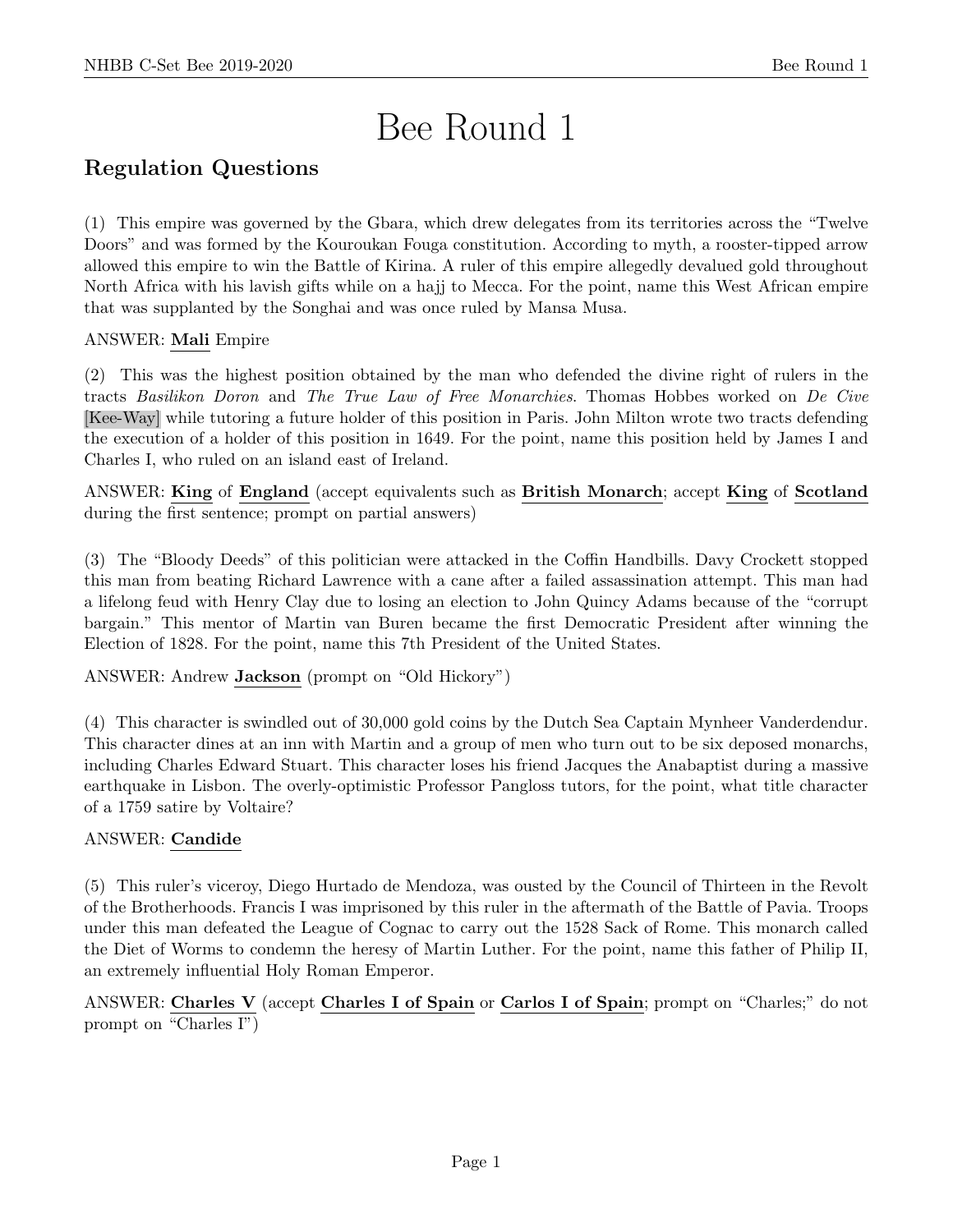# Bee Round 1

## Regulation Questions

(1) This empire was governed by the Gbara, which drew delegates from its territories across the "Twelve Doors" and was formed by the Kouroukan Fouga constitution. According to myth, a rooster-tipped arrow allowed this empire to win the Battle of Kirina. A ruler of this empire allegedly devalued gold throughout North Africa with his lavish gifts while on a hajj to Mecca. For the point, name this West African empire that was supplanted by the Songhai and was once ruled by Mansa Musa.

ANSWER: **Mali** Empire

(2) This was the highest position obtained by the man who defended the divine right of rulers in the tracts *Basilikon Doron* and *The True Law of Free Monarchies*. Thomas Hobbes worked on *De Cive* [Kee-Way] while tutoring a future holder of this position in Paris. John Milton wrote two tracts defending the execution of a holder of this position in 1649. For the point, name this position held by James I and Charles I, who ruled on an island east of Ireland.

ANSWER: **King** of **England** (accept equivalents such as **British Monarch**; accept **King** of **Scotland** during the first sentence; prompt on partial answers)

(3) The "Bloody Deeds" of this politician were attacked in the Coffin Handbills. Davy Crockett stopped this man from beating Richard Lawrence with a cane after a failed assassination attempt. This man had a lifelong feud with Henry Clay due to losing an election to John Quincy Adams because of the "corrupt bargain." This mentor of Martin van Buren became the first Democratic President after winning the Election of 1828. For the point, name this 7th President of the United States.

ANSWER: Andrew **Jackson** (prompt on "Old Hickory")

(4) This character is swindled out of 30,000 gold coins by the Dutch Sea Captain Mynheer Vanderdendur. This character dines at an inn with Martin and a group of men who turn out to be six deposed monarchs, including Charles Edward Stuart. This character loses his friend Jacques the Anabaptist during a massive earthquake in Lisbon. The overly-optimistic Professor Pangloss tutors, for the point, what title character of a 1759 satire by Voltaire?

ANSWER: **Candide**

(5) This ruler's viceroy, Diego Hurtado de Mendoza, was ousted by the Council of Thirteen in the Revolt of the Brotherhoods. Francis I was imprisoned by this ruler in the aftermath of the Battle of Pavia. Troops under this man defeated the League of Cognac to carry out the 1528 Sack of Rome. This monarch called the Diet of Worms to condemn the heresy of Martin Luther. For the point, name this father of Philip II, an extremely influential Holy Roman Emperor.

ANSWER: **Charles V** (accept **Charles I of Spain** or **Carlos I of Spain**; prompt on "Charles;" do not prompt on "Charles I")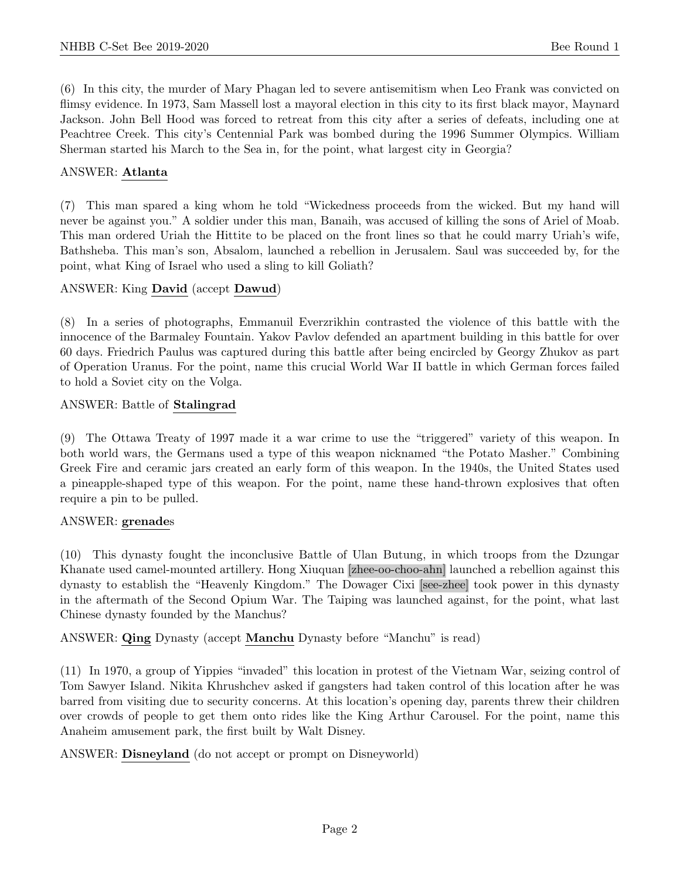(6) In this city, the murder of Mary Phagan led to severe antisemitism when Leo Frank was convicted on flimsy evidence. In 1973, Sam Massell lost a mayoral election in this city to its first black mayor, Maynard Jackson. John Bell Hood was forced to retreat from this city after a series of defeats, including one at Peachtree Creek. This city's Centennial Park was bombed during the 1996 Summer Olympics. William Sherman started his March to the Sea in, for the point, what largest city in Georgia?

ANSWER: **Atlanta**

(7) This man spared a king whom he told "Wickedness proceeds from the wicked. But my hand will never be against you." A soldier under this man, Banaih, was accused of killing the sons of Ariel of Moab. This man ordered Uriah the Hittite to be placed on the front lines so that he could marry Uriah's wife, Bathsheba. This man's son, Absalom, launched a rebellion in Jerusalem. Saul was succeeded by, for the point, what King of Israel who used a sling to kill Goliath?

ANSWER: King **David** (accept **Dawud**)

(8) In a series of photographs, Emmanuil Everzrikhin contrasted the violence of this battle with the innocence of the Barmaley Fountain. Yakov Pavlov defended an apartment building in this battle for over 60 days. Friedrich Paulus was captured during this battle after being encircled by Georgy Zhukov as part of Operation Uranus. For the point, name this crucial World War II battle in which German forces failed to hold a Soviet city on the Volga.

ANSWER: Battle of **Stalingrad**

(9) The Ottawa Treaty of 1997 made it a war crime to use the "triggered" variety of this weapon. In both world wars, the Germans used a type of this weapon nicknamed "the Potato Masher." Combining Greek Fire and ceramic jars created an early form of this weapon. In the 1940s, the United States used a pineapple-shaped type of this weapon. For the point, name these hand-thrown explosives that often require a pin to be pulled.

ANSWER: **grenade**s

(10) This dynasty fought the inconclusive Battle of Ulan Butung, in which troops from the Dzungar Khanate used camel-mounted artillery. Hong Xiuquan [zhee-oo-choo-ahn] launched a rebellion against this dynasty to establish the "Heavenly Kingdom." The Dowager Cixi [see-zhee] took power in this dynasty in the aftermath of the Second Opium War. The Taiping was launched against, for the point, what last Chinese dynasty founded by the Manchus?

ANSWER: **Qing** Dynasty (accept **Manchu** Dynasty before "Manchu" is read)

(11) In 1970, a group of Yippies "invaded" this location in protest of the Vietnam War, seizing control of Tom Sawyer Island. Nikita Khrushchev asked if gangsters had taken control of this location after he was barred from visiting due to security concerns. At this location's opening day, parents threw their children over crowds of people to get them onto rides like the King Arthur Carousel. For the point, name this Anaheim amusement park, the first built by Walt Disney.

ANSWER: **Disneyland** (do not accept or prompt on Disneyworld)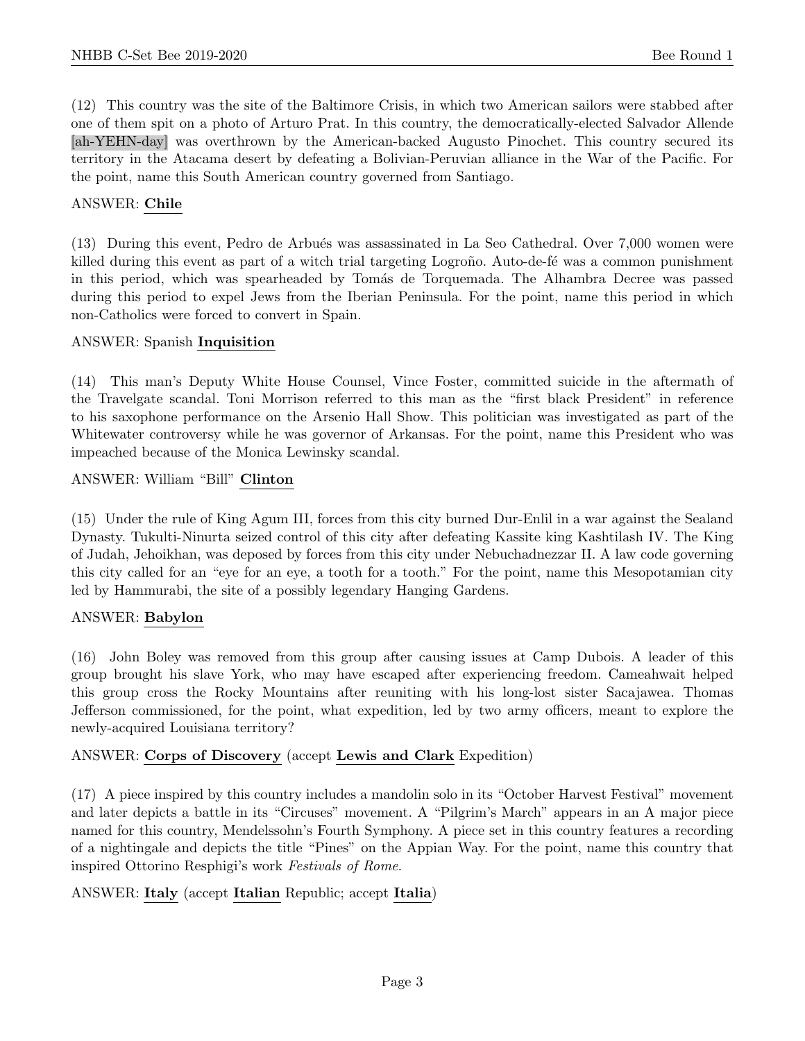(12) This country was the site of the Baltimore Crisis, in which two American sailors were stabbed after one of them spit on a photo of Arturo Prat. In this country, the democratically-elected Salvador Allende [ah-YEHN-day] was overthrown by the American-backed Augusto Pinochet. This country secured its territory in the Atacama desert by defeating a Bolivian-Peruvian alliance in the War of the Pacific. For the point, name this South American country governed from Santiago.

ANSWER: **Chile**

(13) During this event, Pedro de Arbués was assassinated in La Seo Cathedral. Over 7,000 women were killed during this event as part of a witch trial targeting Logroño. Auto-de-fé was a common punishment in this period, which was spearheaded by Tomás de Torquemada. The Alhambra Decree was passed during this period to expel Jews from the Iberian Peninsula. For the point, name this period in which non-Catholics were forced to convert in Spain.

ANSWER: Spanish **Inquisition**

(14) This man's Deputy White House Counsel, Vince Foster, committed suicide in the aftermath of the Travelgate scandal. Toni Morrison referred to this man as the "first black President" in reference to his saxophone performance on the Arsenio Hall Show. This politician was investigated as part of the Whitewater controversy while he was governor of Arkansas. For the point, name this President who was impeached because of the Monica Lewinsky scandal.

ANSWER: William "Bill" **Clinton**

(15) Under the rule of King Agum III, forces from this city burned Dur-Enlil in a war against the Sealand Dynasty. Tukulti-Ninurta seized control of this city after defeating Kassite king Kashtilash IV. The King of Judah, Jehoikhan, was deposed by forces from this city under Nebuchadnezzar II. A law code governing this city called for an "eye for an eye, a tooth for a tooth." For the point, name this Mesopotamian city led by Hammurabi, the site of a possibly legendary Hanging Gardens.

ANSWER: **Babylon**

(16) John Boley was removed from this group after causing issues at Camp Dubois. A leader of this group brought his slave York, who may have escaped after experiencing freedom. Cameahwait helped this group cross the Rocky Mountains after reuniting with his long-lost sister Sacajawea. Thomas Jefferson commissioned, for the point, what expedition, led by two army officers, meant to explore the newly-acquired Louisiana territory?

ANSWER: **Corps of Discovery** (accept **Lewis and Clark** Expedition)

(17) A piece inspired by this country includes a mandolin solo in its "October Harvest Festival" movement and later depicts a battle in its "Circuses" movement. A "Pilgrim's March" appears in an A major piece named for this country, Mendelssohn's Fourth Symphony. A piece set in this country features a recording of a nightingale and depicts the title "Pines" on the Appian Way. For the point, name this country that inspired Ottorino Resphigi's work *Festivals of Rome*.

ANSWER: **Italy** (accept **Italian** Republic; accept **Italia**)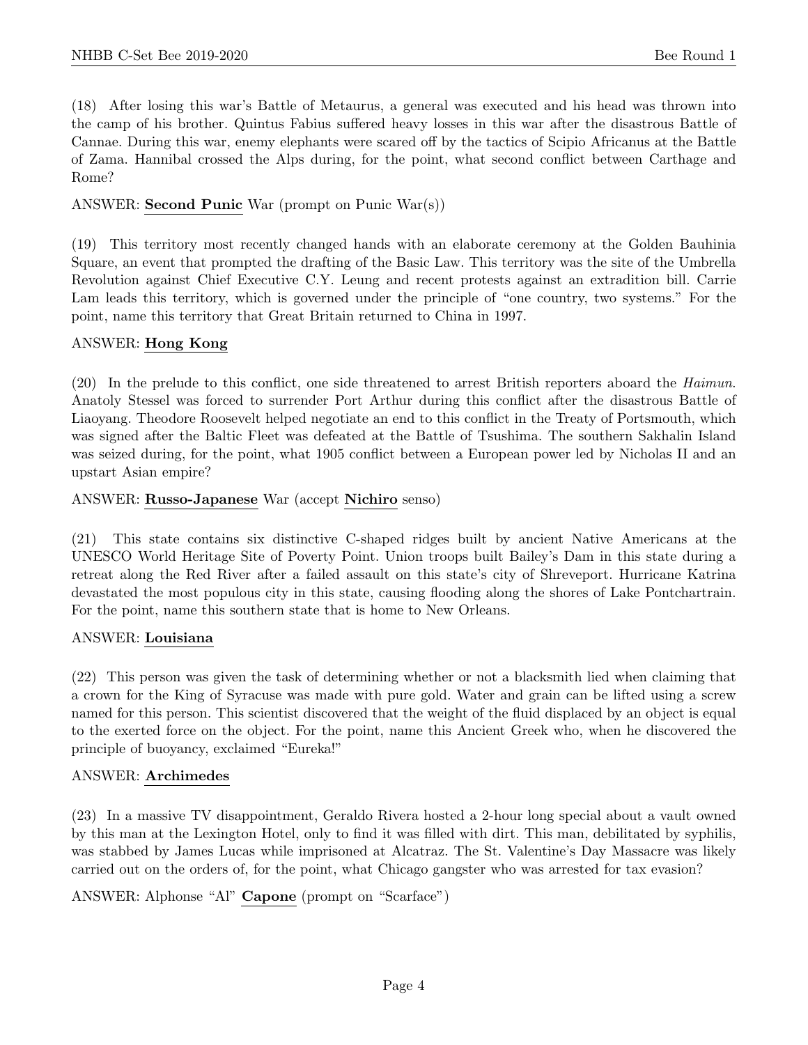(18) After losing this war's Battle of Metaurus, a general was executed and his head was thrown into the camp of his brother. Quintus Fabius suffered heavy losses in this war after the disastrous Battle of Cannae. During this war, enemy elephants were scared off by the tactics of Scipio Africanus at the Battle of Zama. Hannibal crossed the Alps during, for the point, what second conflict between Carthage and Rome?

ANSWER: **Second Punic** War (prompt on Punic War(s))

(19) This territory most recently changed hands with an elaborate ceremony at the Golden Bauhinia Square, an event that prompted the drafting of the Basic Law. This territory was the site of the Umbrella Revolution against Chief Executive C.Y. Leung and recent protests against an extradition bill. Carrie Lam leads this territory, which is governed under the principle of "one country, two systems." For the point, name this territory that Great Britain returned to China in 1997.

ANSWER: **Hong Kong**

(20) In the prelude to this conflict, one side threatened to arrest British reporters aboard the *Haimun*. Anatoly Stessel was forced to surrender Port Arthur during this conflict after the disastrous Battle of Liaoyang. Theodore Roosevelt helped negotiate an end to this conflict in the Treaty of Portsmouth, which was signed after the Baltic Fleet was defeated at the Battle of Tsushima. The southern Sakhalin Island was seized during, for the point, what 1905 conflict between a European power led by Nicholas II and an upstart Asian empire?

ANSWER: **Russo-Japanese** War (accept **Nichiro** senso)

(21) This state contains six distinctive C-shaped ridges built by ancient Native Americans at the UNESCO World Heritage Site of Poverty Point. Union troops built Bailey's Dam in this state during a retreat along the Red River after a failed assault on this state's city of Shreveport. Hurricane Katrina devastated the most populous city in this state, causing flooding along the shores of Lake Pontchartrain. For the point, name this southern state that is home to New Orleans.

ANSWER: **Louisiana**

(22) This person was given the task of determining whether or not a blacksmith lied when claiming that a crown for the King of Syracuse was made with pure gold. Water and grain can be lifted using a screw named for this person. This scientist discovered that the weight of the fluid displaced by an object is equal to the exerted force on the object. For the point, name this Ancient Greek who, when he discovered the principle of buoyancy, exclaimed "Eureka!"

ANSWER: **Archimedes**

(23) In a massive TV disappointment, Geraldo Rivera hosted a 2-hour long special about a vault owned by this man at the Lexington Hotel, only to find it was filled with dirt. This man, debilitated by syphilis, was stabbed by James Lucas while imprisoned at Alcatraz. The St. Valentine's Day Massacre was likely carried out on the orders of, for the point, what Chicago gangster who was arrested for tax evasion?

ANSWER: Alphonse "Al" **Capone** (prompt on "Scarface")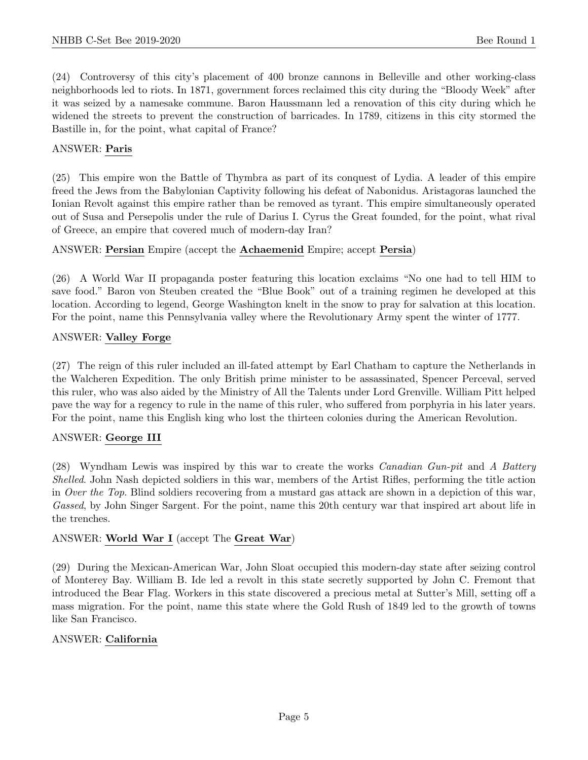(24) Controversy of this city's placement of 400 bronze cannons in Belleville and other working-class neighborhoods led to riots. In 1871, government forces reclaimed this city during the "Bloody Week" after it was seized by a namesake commune. Baron Haussmann led a renovation of this city during which he widened the streets to prevent the construction of barricades. In 1789, citizens in this city stormed the Bastille in, for the point, what capital of France?

ANSWER: **Paris**

(25) This empire won the Battle of Thymbra as part of its conquest of Lydia. A leader of this empire freed the Jews from the Babylonian Captivity following his defeat of Nabonidus. Aristagoras launched the Ionian Revolt against this empire rather than be removed as tyrant. This empire simultaneously operated out of Susa and Persepolis under the rule of Darius I. Cyrus the Great founded, for the point, what rival of Greece, an empire that covered much of modern-day Iran?

ANSWER: **Persian** Empire (accept the **Achaemenid** Empire; accept **Persia**)

(26) A World War II propaganda poster featuring this location exclaims "No one had to tell HIM to save food." Baron von Steuben created the "Blue Book" out of a training regimen he developed at this location. According to legend, George Washington knelt in the snow to pray for salvation at this location. For the point, name this Pennsylvania valley where the Revolutionary Army spent the winter of 1777.

ANSWER: **Valley Forge**

(27) The reign of this ruler included an ill-fated attempt by Earl Chatham to capture the Netherlands in the Walcheren Expedition. The only British prime minister to be assassinated, Spencer Perceval, served this ruler, who was also aided by the Ministry of All the Talents under Lord Grenville. William Pitt helped pave the way for a regency to rule in the name of this ruler, who suffered from porphyria in his later years. For the point, name this English king who lost the thirteen colonies during the American Revolution.

ANSWER: **George III**

(28) Wyndham Lewis was inspired by this war to create the works *Canadian Gun-pit* and *A Battery Shelled*. John Nash depicted soldiers in this war, members of the Artist Rifles, performing the title action in *Over the Top*. Blind soldiers recovering from a mustard gas attack are shown in a depiction of this war, *Gassed*, by John Singer Sargent. For the point, name this 20th century war that inspired art about life in the trenches.

ANSWER: **World War I** (accept The **Great War**)

(29) During the Mexican-American War, John Sloat occupied this modern-day state after seizing control of Monterey Bay. William B. Ide led a revolt in this state secretly supported by John C. Fremont that introduced the Bear Flag. Workers in this state discovered a precious metal at Sutter's Mill, setting off a mass migration. For the point, name this state where the Gold Rush of 1849 led to the growth of towns like San Francisco.

ANSWER: **California**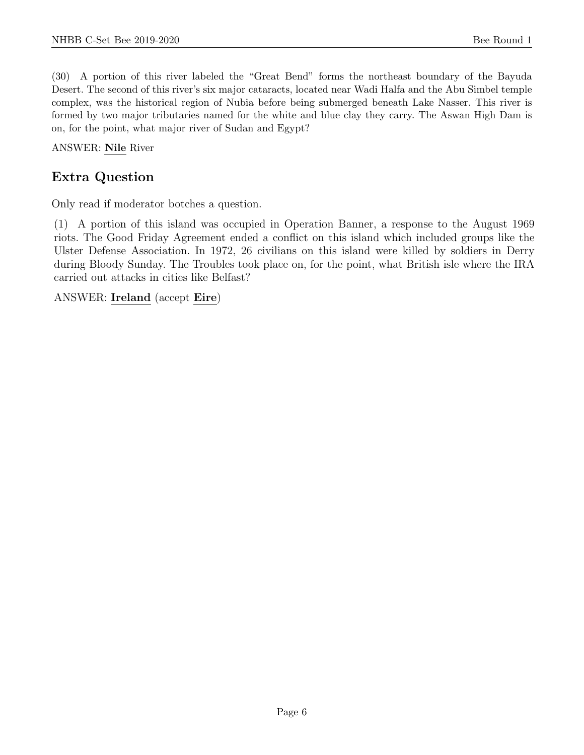(30) A portion of this river labeled the "Great Bend" forms the northeast boundary of the Bayuda Desert. The second of this river's six major cataracts, located near Wadi Halfa and the Abu Simbel temple complex, was the historical region of Nubia before being submerged beneath Lake Nasser. This river is formed by two major tributaries named for the white and blue clay they carry. The Aswan High Dam is on, for the point, what major river of Sudan and Egypt?

ANSWER: **Nile** River

## Extra Question

Only read if moderator botches a question.

(1) A portion of this island was occupied in Operation Banner, a response to the August 1969 riots. The Good Friday Agreement ended a conflict on this island which included groups like the Ulster Defense Association. In 1972, 26 civilians on this island were killed by soldiers in Derry during Bloody Sunday. The Troubles took place on, for the point, what British isle where the IRA carried out attacks in cities like Belfast?

ANSWER: **Ireland** (accept **Eire**)